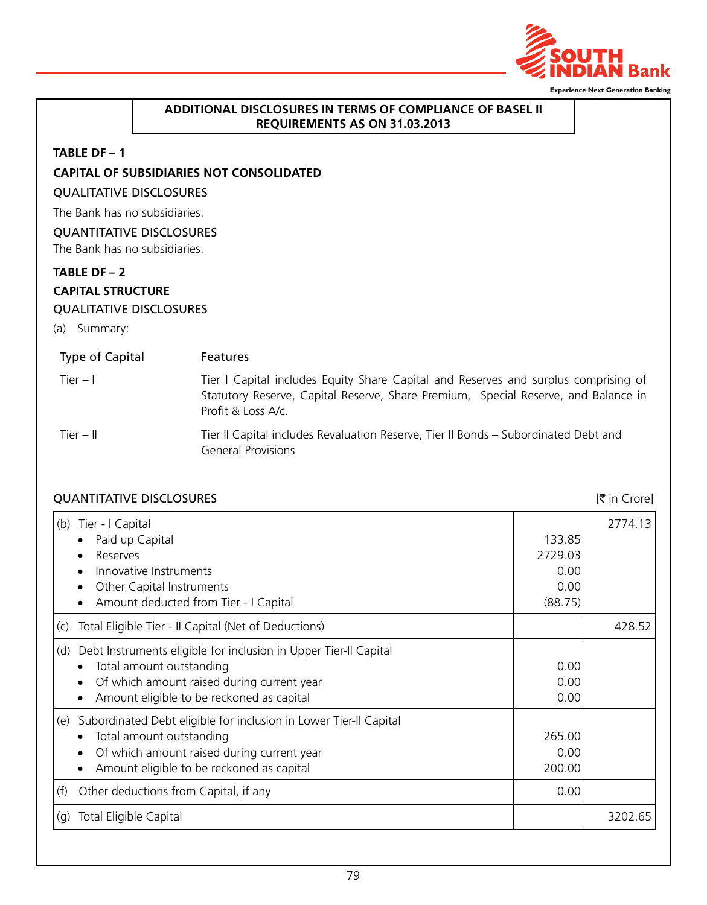## ADDITIONAL DISCLOSURES IN TERMS OF COMPLIANCE OF BASEL II REQUIREMENTS AS ON 31.03.2013

### TABLE DF – 1

### CAPITAL OF SUBSIDIARIES NOT CONSOLIDATED

QUALITATIVE DISCLOSURES

The Bank has no subsidiaries.

QUANTITATIVE DISCLOSURES

The Bank has no subsidiaries.

### TABLE DF – 2

### CAPITAL STRUCTURE

QUALITATIVE DISCLOSURES

(a) Summary:

| Type of Capital | Features |
|---|---|
| Tier – I | Tier I Capital includes Equity Share Capital and Reserves and surplus comprising of Statutory Reserve, Capital Reserve, Share Premium, Special Reserve, and Balance in Profit & Loss A/c. |
| Tier – II | Tier II Capital includes Revaluation Reserve, Tier II Bonds – Subordinated Debt and General Provisions |

QUANTITATIVE DISCLOSURES

[₹ in Crore]

| | | |
|---|---|---|
| (b) Tier - I Capital | | 2774.13 |
| • Paid up Capital | 133.85 | |
| • Reserves | 2729.03 | |
| • Innovative Instruments | 0.00 | |
| • Other Capital Instruments | 0.00 | |
| • Amount deducted from Tier - I Capital | (88.75) | |
| (c) Total Eligible Tier - II Capital (Net of Deductions) | | 428.52 |
| (d) Debt Instruments eligible for inclusion in Upper Tier-II Capital | | |
| • Total amount outstanding | 0.00 | |
| • Of which amount raised during current year | 0.00 | |
| • Amount eligible to be reckoned as capital | 0.00 | |
| (e) Subordinated Debt eligible for inclusion in Lower Tier-II Capital | | |
| • Total amount outstanding | 265.00 | |
| • Of which amount raised during current year | 0.00 | |
| • Amount eligible to be reckoned as capital | 200.00 | |
| (f) Other deductions from Capital, if any | 0.00 | |
| (g) Total Eligible Capital | | 3202.65 |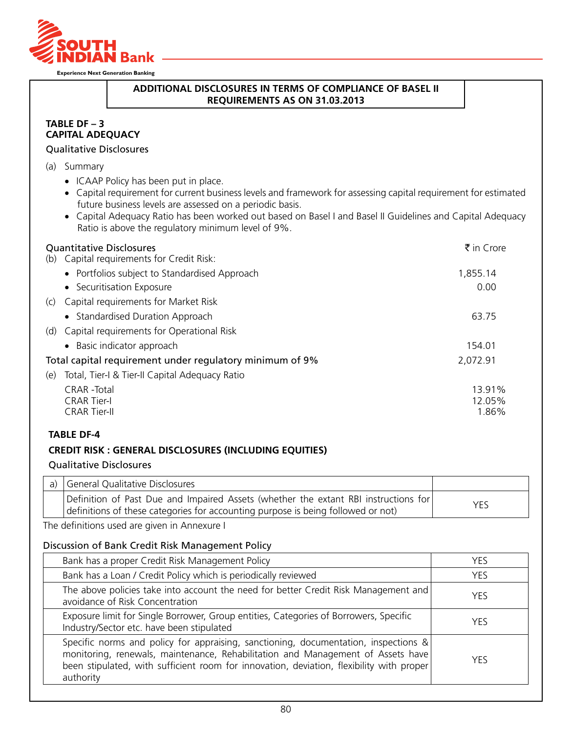## ADDITIONAL DISCLOSURES IN TERMS OF COMPLIANCE OF BASEL II REQUIREMENTS AS ON 31.03.2013

### TABLE DF – 3
### CAPITAL ADEQUACY

Qualitative Disclosures

(a) Summary

- ICAAP Policy has been put in place.
- Capital requirement for current business levels and framework for assessing capital requirement for estimated future business levels are assessed on a periodic basis.
- Capital Adequacy Ratio has been worked out based on Basel I and Basel II Guidelines and Capital Adequacy Ratio is above the regulatory minimum level of 9%.

| Quantitative Disclosures | ₹ in Crore |
|---|---|
| (b) Capital requirements for Credit Risk: | |
| • Portfolios subject to Standardised Approach | 1,855.14 |
| • Securitisation Exposure | 0.00 |
| (c) Capital requirements for Market Risk | |
| • Standardised Duration Approach | 63.75 |
| (d) Capital requirements for Operational Risk | |
| • Basic indicator approach | 154.01 |
| **Total capital requirement under regulatory minimum of 9%** | 2,072.91 |
| (e) Total, Tier-I & Tier-II Capital Adequacy Ratio | |
| CRAR -Total | 13.91% |
| CRAR Tier-I | 12.05% |
| CRAR Tier-II | 1.86% |

### TABLE DF-4
### CREDIT RISK : GENERAL DISCLOSURES (INCLUDING EQUITIES)

Qualitative Disclosures

| a) | General Qualitative Disclosures | |
|---|---|---|
| | Definition of Past Due and Impaired Assets (whether the extant RBI instructions for definitions of these categories for accounting purpose is being followed or not) | YES |

The definitions used are given in Annexure I

Discussion of Bank Credit Risk Management Policy

| | |
|---|---|
| Bank has a proper Credit Risk Management Policy | YES |
| Bank has a Loan / Credit Policy which is periodically reviewed | YES |
| The above policies take into account the need for better Credit Risk Management and avoidance of Risk Concentration | YES |
| Exposure limit for Single Borrower, Group entities, Categories of Borrowers, Specific Industry/Sector etc. have been stipulated | YES |
| Specific norms and policy for appraising, sanctioning, documentation, inspections & monitoring, renewals, maintenance, Rehabilitation and Management of Assets have been stipulated, with sufficient room for innovation, deviation, flexibility with proper authority | YES |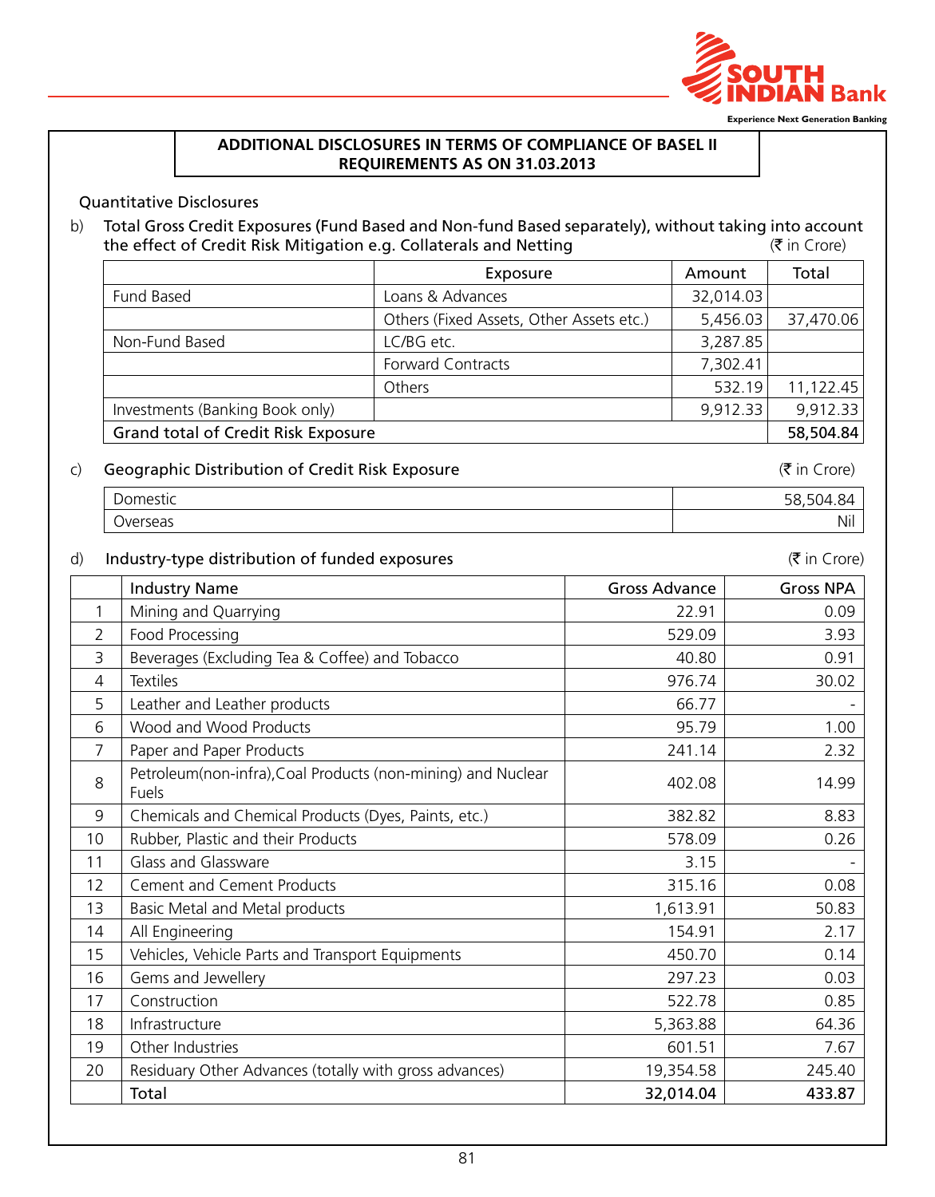## ADDITIONAL DISCLOSURES IN TERMS OF COMPLIANCE OF BASEL II REQUIREMENTS AS ON 31.03.2013

Quantitative Disclosures

b) Total Gross Credit Exposures (Fund Based and Non-fund Based separately), without taking into account the effect of Credit Risk Mitigation e.g. Collaterals and Netting (₹ in Crore)

| | Exposure | Amount | Total |
|---|---|---|---|
| Fund Based | Loans & Advances | 32,014.03 | |
| | Others (Fixed Assets, Other Assets etc.) | 5,456.03 | 37,470.06 |
| Non-Fund Based | LC/BG etc. | 3,287.85 | |
| | Forward Contracts | 7,302.41 | |
| | Others | 532.19 | 11,122.45 |
| Investments (Banking Book only) | | 9,912.33 | 9,912.33 |
| **Grand total of Credit Risk Exposure** | | | **58,504.84** |

c) Geographic Distribution of Credit Risk Exposure (₹ in Crore)

| | |
|---|---|
| Domestic | 58,504.84 |
| Overseas | Nil |

d) Industry-type distribution of funded exposures (₹ in Crore)

| | Industry Name | Gross Advance | Gross NPA |
|---|---|---|---|
| 1 | Mining and Quarrying | 22.91 | 0.09 |
| 2 | Food Processing | 529.09 | 3.93 |
| 3 | Beverages (Excluding Tea & Coffee) and Tobacco | 40.80 | 0.91 |
| 4 | Textiles | 976.74 | 30.02 |
| 5 | Leather and Leather products | 66.77 | - |
| 6 | Wood and Wood Products | 95.79 | 1.00 |
| 7 | Paper and Paper Products | 241.14 | 2.32 |
| 8 | Petroleum(non-infra),Coal Products (non-mining) and Nuclear Fuels | 402.08 | 14.99 |
| 9 | Chemicals and Chemical Products (Dyes, Paints, etc.) | 382.82 | 8.83 |
| 10 | Rubber, Plastic and their Products | 578.09 | 0.26 |
| 11 | Glass and Glassware | 3.15 | - |
| 12 | Cement and Cement Products | 315.16 | 0.08 |
| 13 | Basic Metal and Metal products | 1,613.91 | 50.83 |
| 14 | All Engineering | 154.91 | 2.17 |
| 15 | Vehicles, Vehicle Parts and Transport Equipments | 450.70 | 0.14 |
| 16 | Gems and Jewellery | 297.23 | 0.03 |
| 17 | Construction | 522.78 | 0.85 |
| 18 | Infrastructure | 5,363.88 | 64.36 |
| 19 | Other Industries | 601.51 | 7.67 |
| 20 | Residuary Other Advances (totally with gross advances) | 19,354.58 | 245.40 |
| | **Total** | **32,014.04** | **433.87** |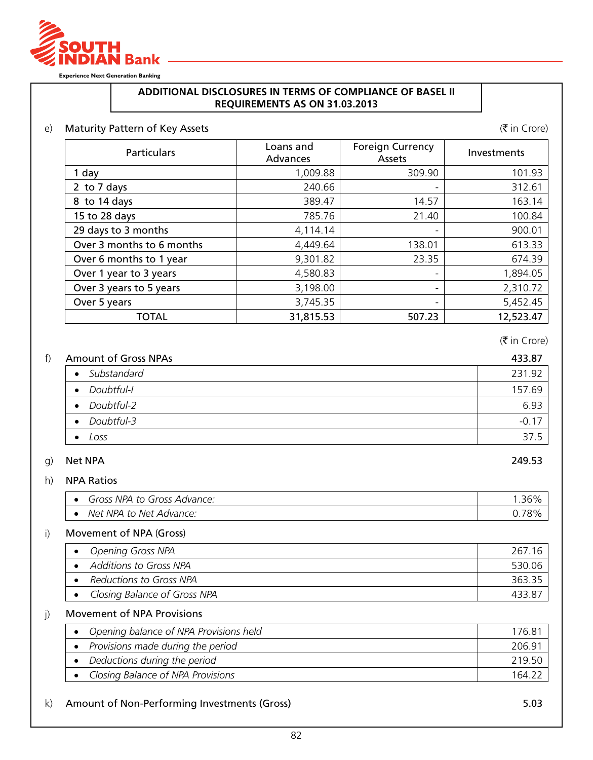## ADDITIONAL DISCLOSURES IN TERMS OF COMPLIANCE OF BASEL II REQUIREMENTS AS ON 31.03.2013

e) Maturity Pattern of Key Assets (₹ in Crore)

| Particulars | Loans and Advances | Foreign Currency Assets | Investments |
|---|---|---|---|
| 1 day | 1,009.88 | 309.90 | 101.93 |
| 2 to 7 days | 240.66 | - | 312.61 |
| 8 to 14 days | 389.47 | 14.57 | 163.14 |
| 15 to 28 days | 785.76 | 21.40 | 100.84 |
| 29 days to 3 months | 4,114.14 | - | 900.01 |
| Over 3 months to 6 months | 4,449.64 | 138.01 | 613.33 |
| Over 6 months to 1 year | 9,301.82 | 23.35 | 674.39 |
| Over 1 year to 3 years | 4,580.83 | - | 1,894.05 |
| Over 3 years to 5 years | 3,198.00 | - | 2,310.72 |
| Over 5 years | 3,745.35 | - | 5,452.45 |
| TOTAL | **31,815.53** | **507.23** | **12,523.47** |

(₹ in Crore)

f) Amount of Gross NPAs **433.87**

| | |
|---|---|
| • *Substandard* | 231.92 |
| • *Doubtful-I* | 157.69 |
| • *Doubtful-2* | 6.93 |
| • *Doubtful-3* | -0.17 |
| • *Loss* | 37.5 |

g) Net NPA **249.53**

h) NPA Ratios

| | |
|---|---|
| • *Gross NPA to Gross Advance:* | 1.36% |
| • *Net NPA to Net Advance:* | 0.78% |

i) Movement of NPA (Gross)

| | |
|---|---|
| • *Opening Gross NPA* | 267.16 |
| • *Additions to Gross NPA* | 530.06 |
| • *Reductions to Gross NPA* | 363.35 |
| • *Closing Balance of Gross NPA* | 433.87 |

j) Movement of NPA Provisions

| | |
|---|---|
| • *Opening balance of NPA Provisions held* | 176.81 |
| • *Provisions made during the period* | 206.91 |
| • *Deductions during the period* | 219.50 |
| • *Closing Balance of NPA Provisions* | 164.22 |

k) Amount of Non-Performing Investments (Gross) **5.03**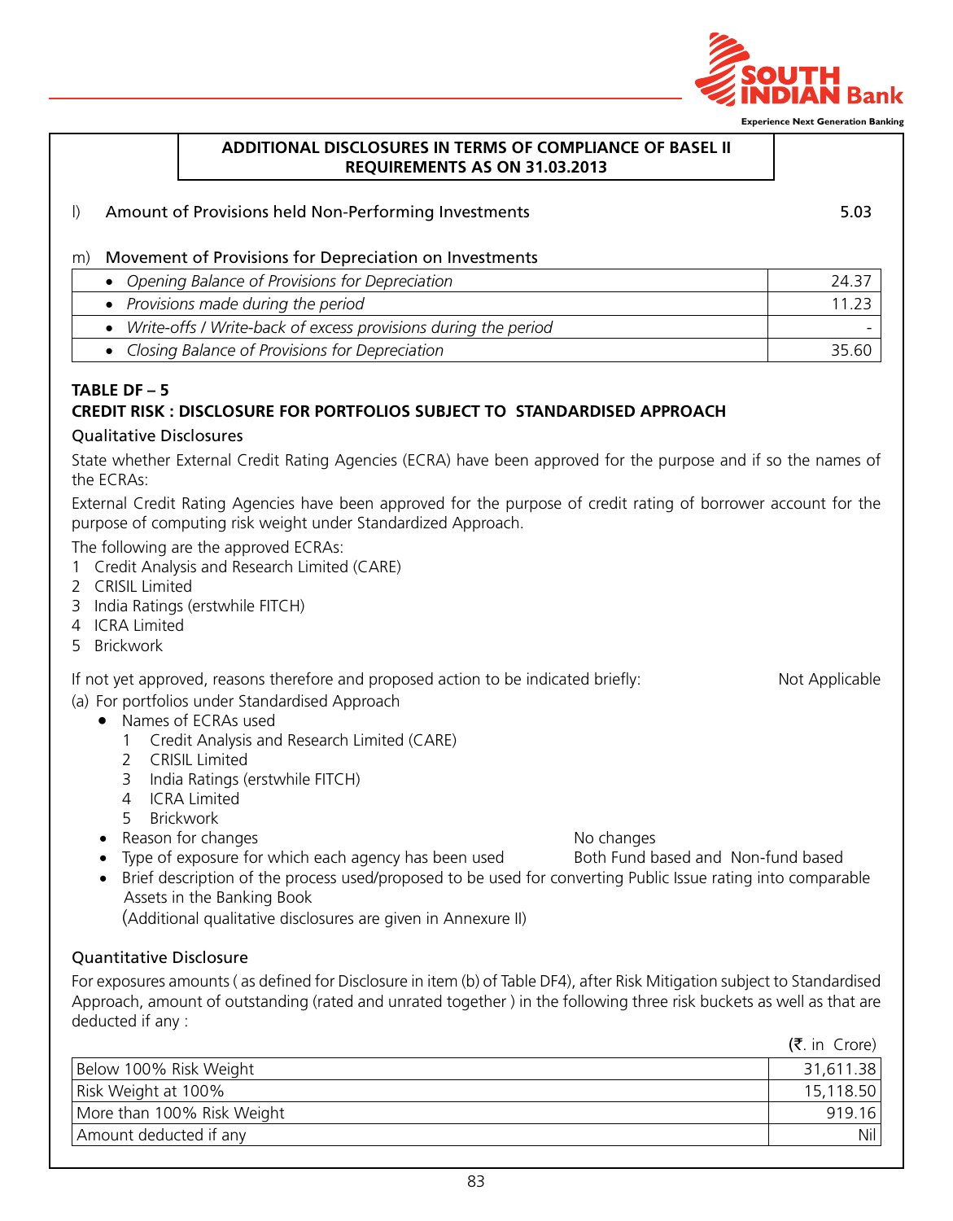## ADDITIONAL DISCLOSURES IN TERMS OF COMPLIANCE OF BASEL II REQUIREMENTS AS ON 31.03.2013

l) Amount of Provisions held Non-Performing Investments **5.03**

m) Movement of Provisions for Depreciation on Investments

| | |
|---|---|
| • *Opening Balance of Provisions for Depreciation* | 24.37 |
| • *Provisions made during the period* | 11.23 |
| • *Write-offs / Write-back of excess provisions during the period* | - |
| • *Closing Balance of Provisions for Depreciation* | 35.60 |

### TABLE DF – 5

### CREDIT RISK : DISCLOSURE FOR PORTFOLIOS SUBJECT TO STANDARDISED APPROACH

Qualitative Disclosures

State whether External Credit Rating Agencies (ECRA) have been approved for the purpose and if so the names of the ECRAs:

External Credit Rating Agencies have been approved for the purpose of credit rating of borrower account for the purpose of computing risk weight under Standardized Approach.

The following are the approved ECRAs:

1. Credit Analysis and Research Limited (CARE)
2. CRISIL Limited
3. India Ratings (erstwhile FITCH)
4. ICRA Limited
5. Brickwork

If not yet approved, reasons therefore and proposed action to be indicated briefly: Not Applicable

(a) For portfolios under Standardised Approach

- Names of ECRAs used
  1. Credit Analysis and Research Limited (CARE)
  2. CRISIL Limited
  3. India Ratings (erstwhile FITCH)
  4. ICRA Limited
  5. Brickwork
- Reason for changes — No changes
- Type of exposure for which each agency has been used — Both Fund based and Non-fund based
- Brief description of the process used/proposed to be used for converting Public Issue rating into comparable Assets in the Banking Book

  (Additional qualitative disclosures are given in Annexure II)

Quantitative Disclosure

For exposures amounts ( as defined for Disclosure in item (b) of Table DF4), after Risk Mitigation subject to Standardised Approach, amount of outstanding (rated and unrated together ) in the following three risk buckets as well as that are deducted if any :

(₹. in Crore)

| | |
|---|---|
| Below 100% Risk Weight | 31,611.38 |
| Risk Weight at 100% | 15,118.50 |
| More than 100% Risk Weight | 919.16 |
| Amount deducted if any | Nil |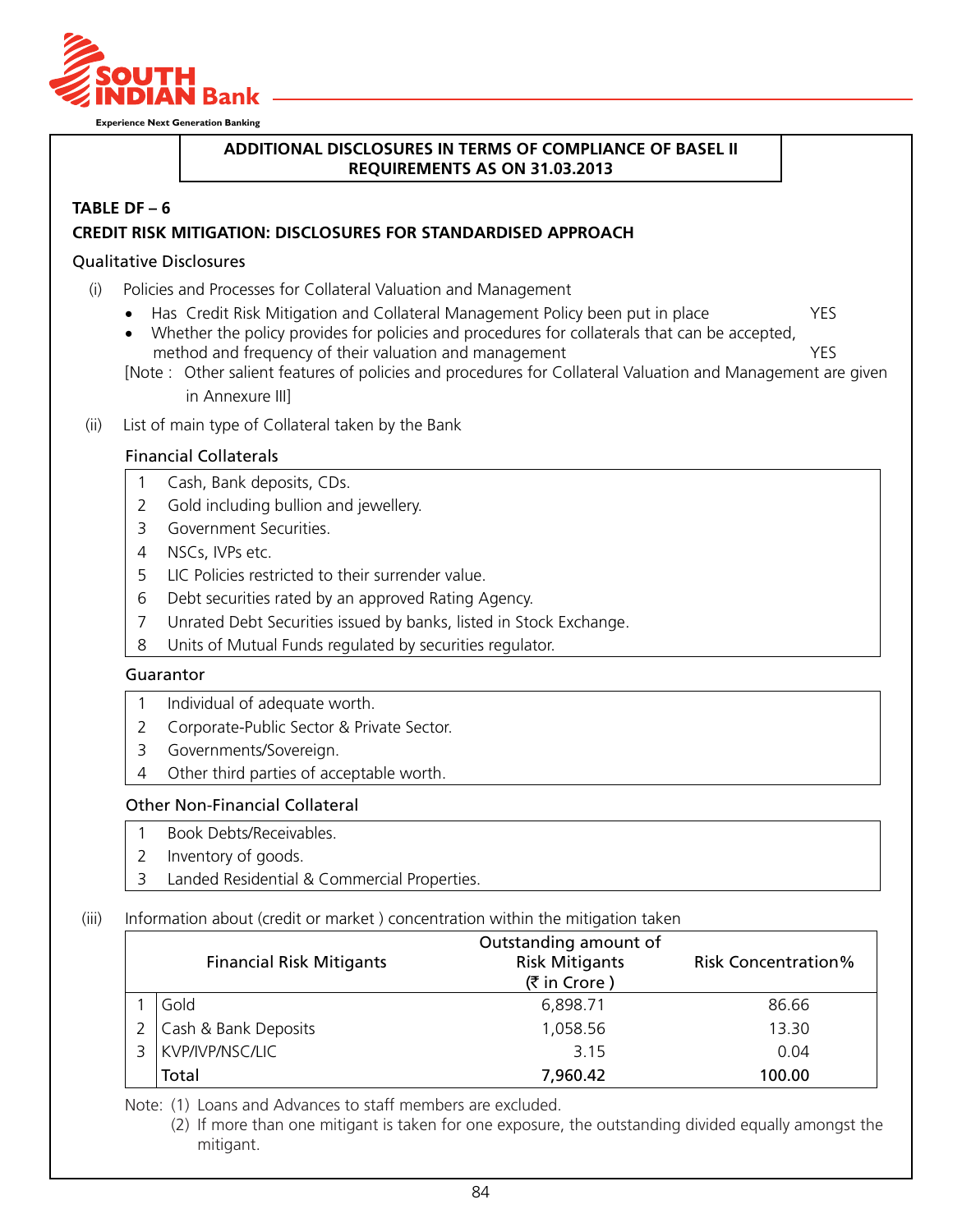## ADDITIONAL DISCLOSURES IN TERMS OF COMPLIANCE OF BASEL II REQUIREMENTS AS ON 31.03.2013

### TABLE DF – 6

### CREDIT RISK MITIGATION: DISCLOSURES FOR STANDARDISED APPROACH

Qualitative Disclosures

(i) Policies and Processes for Collateral Valuation and Management

- Has Credit Risk Mitigation and Collateral Management Policy been put in place — YES
- Whether the policy provides for policies and procedures for collaterals that can be accepted, method and frequency of their valuation and management — YES

[Note : Other salient features of policies and procedures for Collateral Valuation and Management are given in Annexure III]

(ii) List of main type of Collateral taken by the Bank

**Financial Collaterals**

1. Cash, Bank deposits, CDs.
2. Gold including bullion and jewellery.
3. Government Securities.
4. NSCs, IVPs etc.
5. LIC Policies restricted to their surrender value.
6. Debt securities rated by an approved Rating Agency.
7. Unrated Debt Securities issued by banks, listed in Stock Exchange.
8. Units of Mutual Funds regulated by securities regulator.

**Guarantor**

1. Individual of adequate worth.
2. Corporate-Public Sector & Private Sector.
3. Governments/Sovereign.
4. Other third parties of acceptable worth.

**Other Non-Financial Collateral**

1. Book Debts/Receivables.
2. Inventory of goods.
3. Landed Residential & Commercial Properties.

(iii) Information about (credit or market ) concentration within the mitigation taken

| | Financial Risk Mitigants | Outstanding amount of Risk Mitigants (₹ in Crore ) | Risk Concentration% |
|---|---|---|---|
| 1 | Gold | 6,898.71 | 86.66 |
| 2 | Cash & Bank Deposits | 1,058.56 | 13.30 |
| 3 | KVP/IVP/NSC/LIC | 3.15 | 0.04 |
| | **Total** | **7,960.42** | **100.00** |

Note: (1) Loans and Advances to staff members are excluded.

(2) If more than one mitigant is taken for one exposure, the outstanding divided equally amongst the mitigant.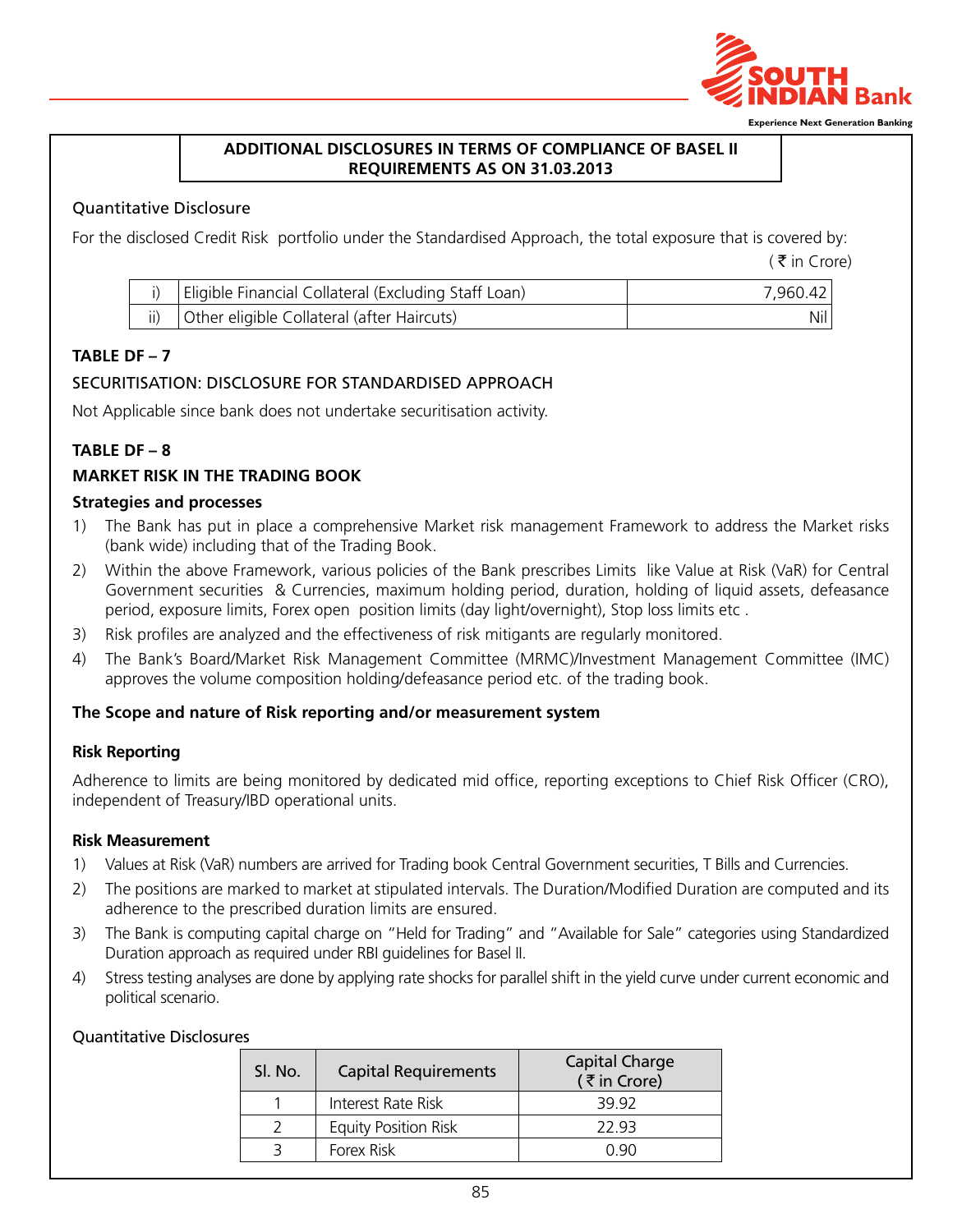## ADDITIONAL DISCLOSURES IN TERMS OF COMPLIANCE OF BASEL II REQUIREMENTS AS ON 31.03.2013

Quantitative Disclosure

For the disclosed Credit Risk portfolio under the Standardised Approach, the total exposure that is covered by:

(₹ in Crore)

| | | |
|---|---|---|
| i) | Eligible Financial Collateral (Excluding Staff Loan) | 7,960.42 |
| ii) | Other eligible Collateral (after Haircuts) | Nil |

**TABLE DF – 7**

SECURITISATION: DISCLOSURE FOR STANDARDISED APPROACH

Not Applicable since bank does not undertake securitisation activity.

**TABLE DF – 8**

**MARKET RISK IN THE TRADING BOOK**

**Strategies and processes**

1) The Bank has put in place a comprehensive Market risk management Framework to address the Market risks (bank wide) including that of the Trading Book.
2) Within the above Framework, various policies of the Bank prescribes Limits like Value at Risk (VaR) for Central Government securities & Currencies, maximum holding period, duration, holding of liquid assets, defeasance period, exposure limits, Forex open position limits (day light/overnight), Stop loss limits etc .
3) Risk profiles are analyzed and the effectiveness of risk mitigants are regularly monitored.
4) The Bank's Board/Market Risk Management Committee (MRMC)/Investment Management Committee (IMC) approves the volume composition holding/defeasance period etc. of the trading book.

**The Scope and nature of Risk reporting and/or measurement system**

**Risk Reporting**

Adherence to limits are being monitored by dedicated mid office, reporting exceptions to Chief Risk Officer (CRO), independent of Treasury/IBD operational units.

**Risk Measurement**

1) Values at Risk (VaR) numbers are arrived for Trading book Central Government securities, T Bills and Currencies.
2) The positions are marked to market at stipulated intervals. The Duration/Modified Duration are computed and its adherence to the prescribed duration limits are ensured.
3) The Bank is computing capital charge on "Held for Trading" and "Available for Sale" categories using Standardized Duration approach as required under RBI guidelines for Basel II.
4) Stress testing analyses are done by applying rate shocks for parallel shift in the yield curve under current economic and political scenario.

Quantitative Disclosures

| Sl. No. | Capital Requirements | Capital Charge (₹ in Crore) |
|---|---|---|
| 1 | Interest Rate Risk | 39.92 |
| 2 | Equity Position Risk | 22.93 |
| 3 | Forex Risk | 0.90 |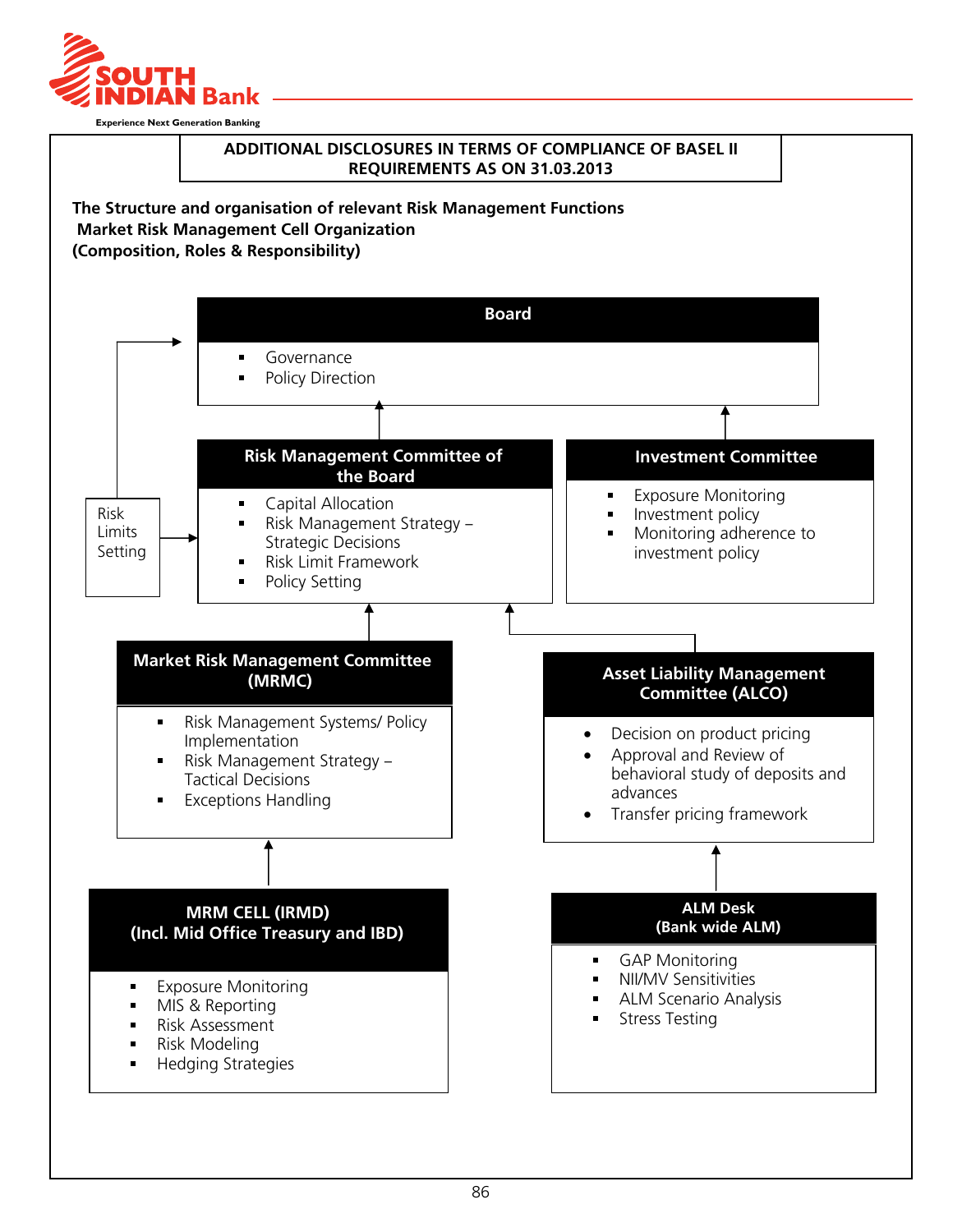## ADDITIONAL DISCLOSURES IN TERMS OF COMPLIANCE OF BASEL II REQUIREMENTS AS ON 31.03.2013

**The Structure and organisation of relevant Risk Management Functions**
**Market Risk Management Cell Organization**
**(Composition, Roles & Responsibility)**

**Board**

- Governance
- Policy Direction

**Risk Management Committee of the Board**

- Capital Allocation
- Risk Management Strategy – Strategic Decisions
- Risk Limit Framework
- Policy Setting

Risk Limits Setting

**Investment Committee**

- Exposure Monitoring
- Investment policy
- Monitoring adherence to investment policy

**Market Risk Management Committee (MRMC)**

- Risk Management Systems/ Policy Implementation
- Risk Management Strategy – Tactical Decisions
- Exceptions Handling

**Asset Liability Management Committee (ALCO)**

- Decision on product pricing
- Approval and Review of behavioral study of deposits and advances
- Transfer pricing framework

**MRM CELL (IRMD) (Incl. Mid Office Treasury and IBD)**

- Exposure Monitoring
- MIS & Reporting
- Risk Assessment
- Risk Modeling
- Hedging Strategies

**ALM Desk (Bank wide ALM)**

- GAP Monitoring
- NII/MV Sensitivities
- ALM Scenario Analysis
- Stress Testing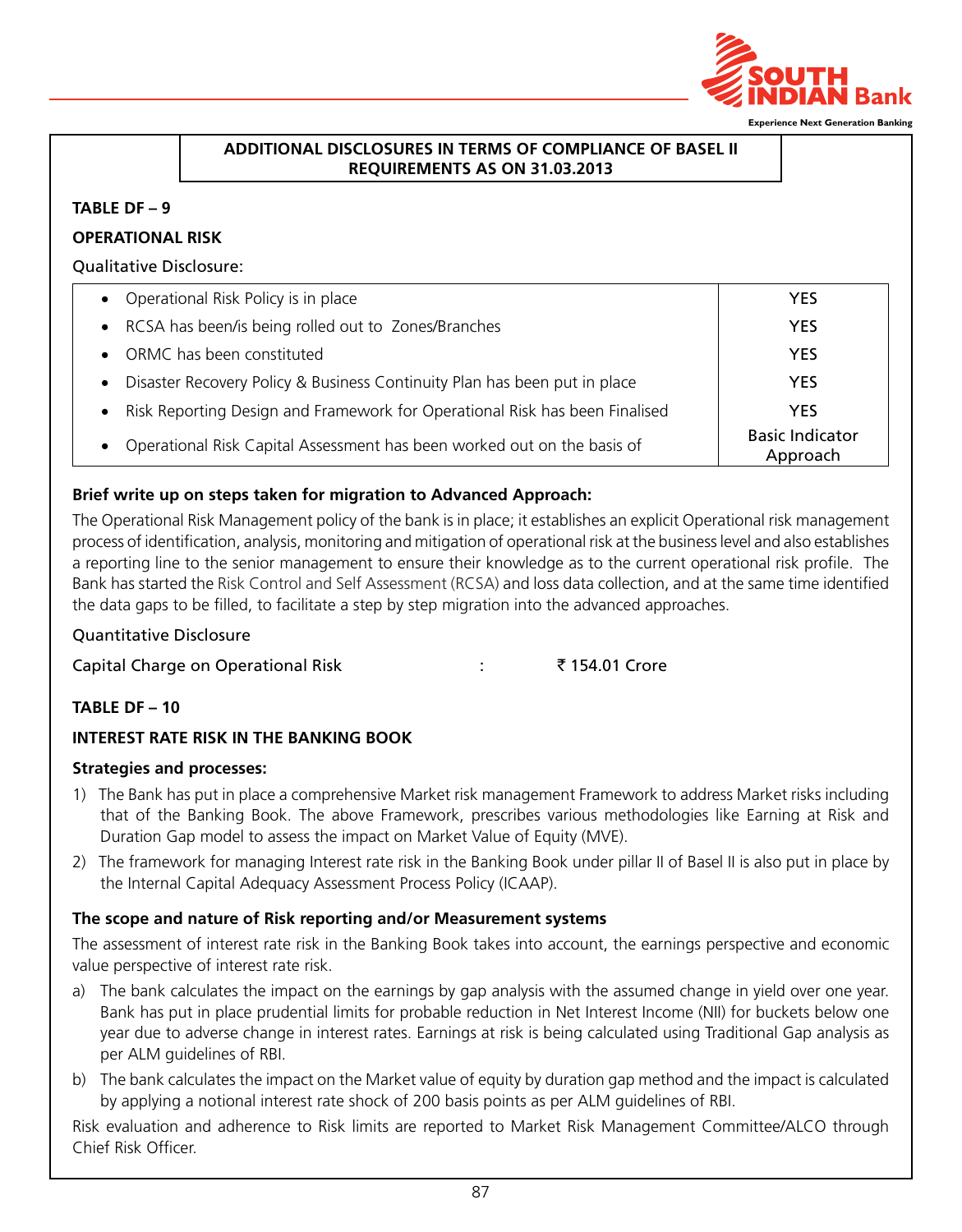## ADDITIONAL DISCLOSURES IN TERMS OF COMPLIANCE OF BASEL II REQUIREMENTS AS ON 31.03.2013

**TABLE DF – 9**

**OPERATIONAL RISK**

Qualitative Disclosure:

| | |
|---|---|
| • Operational Risk Policy is in place | YES |
| • RCSA has been/is being rolled out to Zones/Branches | YES |
| • ORMC has been constituted | YES |
| • Disaster Recovery Policy & Business Continuity Plan has been put in place | YES |
| • Risk Reporting Design and Framework for Operational Risk has been Finalised | YES |
| • Operational Risk Capital Assessment has been worked out on the basis of | Basic Indicator Approach |

**Brief write up on steps taken for migration to Advanced Approach:**

The Operational Risk Management policy of the bank is in place; it establishes an explicit Operational risk management process of identification, analysis, monitoring and mitigation of operational risk at the business level and also establishes a reporting line to the senior management to ensure their knowledge as to the current operational risk profile. The Bank has started the Risk Control and Self Assessment (RCSA) and loss data collection, and at the same time identified the data gaps to be filled, to facilitate a step by step migration into the advanced approaches.

Quantitative Disclosure

Capital Charge on Operational Risk : ₹ 154.01 Crore

**TABLE DF – 10**

**INTEREST RATE RISK IN THE BANKING BOOK**

**Strategies and processes:**

1) The Bank has put in place a comprehensive Market risk management Framework to address Market risks including that of the Banking Book. The above Framework, prescribes various methodologies like Earning at Risk and Duration Gap model to assess the impact on Market Value of Equity (MVE).
2) The framework for managing Interest rate risk in the Banking Book under pillar II of Basel II is also put in place by the Internal Capital Adequacy Assessment Process Policy (ICAAP).

**The scope and nature of Risk reporting and/or Measurement systems**

The assessment of interest rate risk in the Banking Book takes into account, the earnings perspective and economic value perspective of interest rate risk.

a) The bank calculates the impact on the earnings by gap analysis with the assumed change in yield over one year. Bank has put in place prudential limits for probable reduction in Net Interest Income (NII) for buckets below one year due to adverse change in interest rates. Earnings at risk is being calculated using Traditional Gap analysis as per ALM guidelines of RBI.
b) The bank calculates the impact on the Market value of equity by duration gap method and the impact is calculated by applying a notional interest rate shock of 200 basis points as per ALM guidelines of RBI.

Risk evaluation and adherence to Risk limits are reported to Market Risk Management Committee/ALCO through Chief Risk Officer.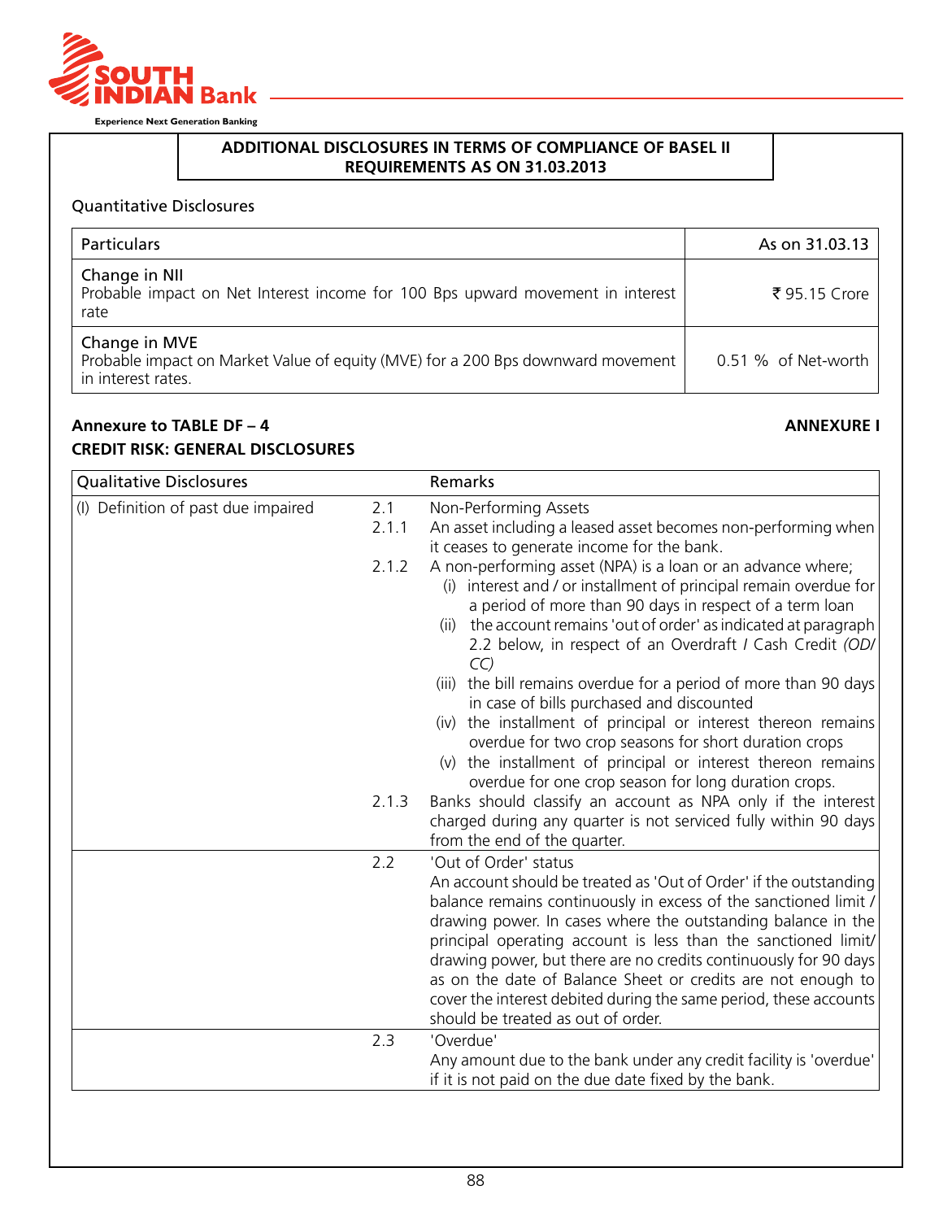## ADDITIONAL DISCLOSURES IN TERMS OF COMPLIANCE OF BASEL II REQUIREMENTS AS ON 31.03.2013

Quantitative Disclosures

| Particulars | As on 31.03.13 |
|---|---|
| Change in NII<br>Probable impact on Net Interest income for 100 Bps upward movement in interest rate | ₹ 95.15 Crore |
| Change in MVE<br>Probable impact on Market Value of equity (MVE) for a 200 Bps downward movement in interest rates. | 0.51 % of Net-worth |

**Annexure to TABLE DF – 4** **ANNEXURE I**

**CREDIT RISK: GENERAL DISCLOSURES**

| Qualitative Disclosures | | Remarks |
|---|---|---|
| (I) Definition of past due impaired | 2.1<br>2.1.1<br><br>2.1.2 | Non-Performing Assets<br>An asset including a leased asset becomes non-performing when it ceases to generate income for the bank.<br>A non-performing asset (NPA) is a loan or an advance where;<br>(i) interest and / or installment of principal remain overdue for a period of more than 90 days in respect of a term loan<br>(ii) the account remains 'out of order' as indicated at paragraph 2.2 below, in respect of an Overdraft / Cash Credit *(OD/CC)*<br>(iii) the bill remains overdue for a period of more than 90 days in case of bills purchased and discounted<br>(iv) the installment of principal or interest thereon remains overdue for two crop seasons for short duration crops<br>(v) the installment of principal or interest thereon remains overdue for one crop season for long duration crops. |
| | 2.1.3 | Banks should classify an account as NPA only if the interest charged during any quarter is not serviced fully within 90 days from the end of the quarter. |
| | 2.2 | 'Out of Order' status<br>An account should be treated as 'Out of Order' if the outstanding balance remains continuously in excess of the sanctioned limit / drawing power. In cases where the outstanding balance in the principal operating account is less than the sanctioned limit/ drawing power, but there are no credits continuously for 90 days as on the date of Balance Sheet or credits are not enough to cover the interest debited during the same period, these accounts should be treated as out of order. |
| | 2.3 | 'Overdue'<br>Any amount due to the bank under any credit facility is 'overdue' if it is not paid on the due date fixed by the bank. |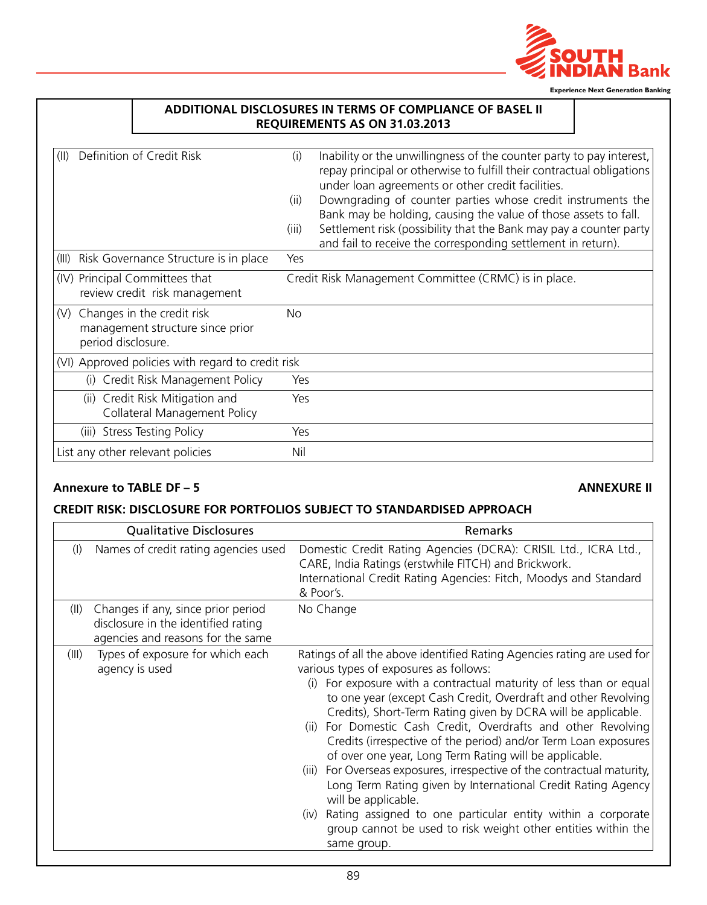## ADDITIONAL DISCLOSURES IN TERMS OF COMPLIANCE OF BASEL II REQUIREMENTS AS ON 31.03.2013

| | |
|---|---|
| (II) Definition of Credit Risk | (i) Inability or the unwillingness of the counter party to pay interest, repay principal or otherwise to fulfill their contractual obligations under loan agreements or other credit facilities.<br>(ii) Downgrading of counter parties whose credit instruments the Bank may be holding, causing the value of those assets to fall.<br>(iii) Settlement risk (possibility that the Bank may pay a counter party and fail to receive the corresponding settlement in return). |
| (III) Risk Governance Structure is in place | Yes |
| (IV) Principal Committees that review credit risk management | Credit Risk Management Committee (CRMC) is in place. |
| (V) Changes in the credit risk management structure since prior period disclosure. | No |
| (VI) Approved policies with regard to credit risk | |
| (i) Credit Risk Management Policy | Yes |
| (ii) Credit Risk Mitigation and Collateral Management Policy | Yes |
| (iii) Stress Testing Policy | Yes |
| List any other relevant policies | Nil |

**Annexure to TABLE DF – 5** **ANNEXURE II**

### CREDIT RISK: DISCLOSURE FOR PORTFOLIOS SUBJECT TO STANDARDISED APPROACH

| Qualitative Disclosures | Remarks |
|---|---|
| (I) Names of credit rating agencies used | Domestic Credit Rating Agencies (DCRA): CRISIL Ltd., ICRA Ltd., CARE, India Ratings (erstwhile FITCH) and Brickwork.<br>International Credit Rating Agencies: Fitch, Moodys and Standard & Poor's. |
| (II) Changes if any, since prior period disclosure in the identified rating agencies and reasons for the same | No Change |
| (III) Types of exposure for which each agency is used | Ratings of all the above identified Rating Agencies rating are used for various types of exposures as follows:<br>(i) For exposure with a contractual maturity of less than or equal to one year (except Cash Credit, Overdraft and other Revolving Credits), Short-Term Rating given by DCRA will be applicable.<br>(ii) For Domestic Cash Credit, Overdrafts and other Revolving Credits (irrespective of the period) and/or Term Loan exposures of over one year, Long Term Rating will be applicable.<br>(iii) For Overseas exposures, irrespective of the contractual maturity, Long Term Rating given by International Credit Rating Agency will be applicable.<br>(iv) Rating assigned to one particular entity within a corporate group cannot be used to risk weight other entities within the same group. |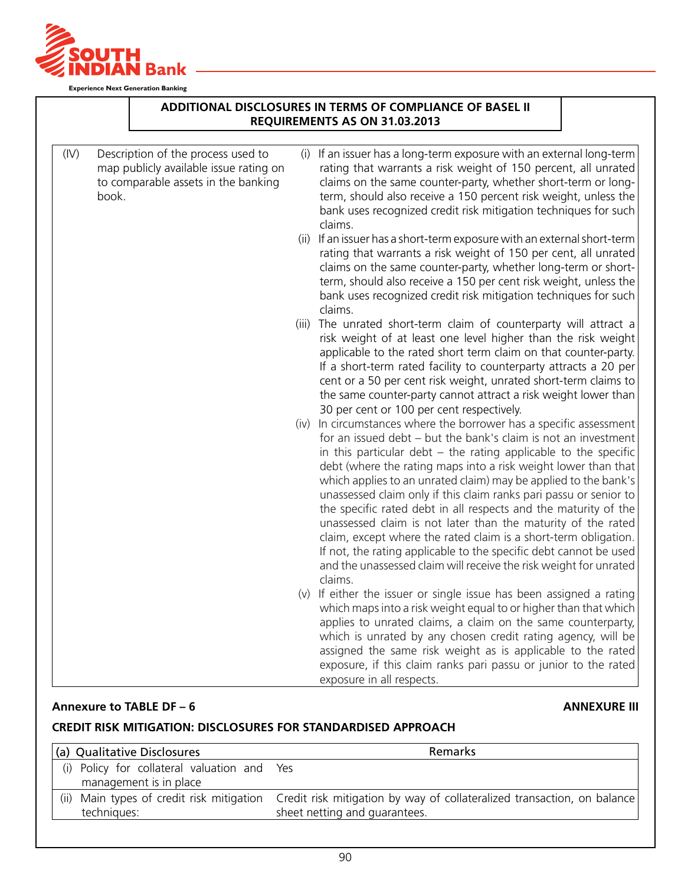## ADDITIONAL DISCLOSURES IN TERMS OF COMPLIANCE OF BASEL II REQUIREMENTS AS ON 31.03.2013

| | | |
|---|---|---|
| (IV) | Description of the process used to map publicly available issue rating on to comparable assets in the banking book. | (i) If an issuer has a long-term exposure with an external long-term rating that warrants a risk weight of 150 percent, all unrated claims on the same counter-party, whether short-term or long-term, should also receive a 150 percent risk weight, unless the bank uses recognized credit risk mitigation techniques for such claims.<br>(ii) If an issuer has a short-term exposure with an external short-term rating that warrants a risk weight of 150 per cent, all unrated claims on the same counter-party, whether long-term or short-term, should also receive a 150 per cent risk weight, unless the bank uses recognized credit risk mitigation techniques for such claims.<br>(iii) The unrated short-term claim of counterparty will attract a risk weight of at least one level higher than the risk weight applicable to the rated short term claim on that counter-party. If a short-term rated facility to counterparty attracts a 20 per cent or a 50 per cent risk weight, unrated short-term claims to the same counter-party cannot attract a risk weight lower than 30 per cent or 100 per cent respectively.<br>(iv) In circumstances where the borrower has a specific assessment for an issued debt – but the bank's claim is not an investment in this particular debt – the rating applicable to the specific debt (where the rating maps into a risk weight lower than that which applies to an unrated claim) may be applied to the bank's unassessed claim only if this claim ranks pari passu or senior to the specific rated debt in all respects and the maturity of the unassessed claim is not later than the maturity of the rated claim, except where the rated claim is a short-term obligation. If not, the rating applicable to the specific debt cannot be used and the unassessed claim will receive the risk weight for unrated claims.<br>(v) If either the issuer or single issue has been assigned a rating which maps into a risk weight equal to or higher than that which applies to unrated claims, a claim on the same counterparty, which is unrated by any chosen credit rating agency, will be assigned the same risk weight as is applicable to the rated exposure, if this claim ranks pari passu or junior to the rated exposure in all respects. |

**Annexure to TABLE DF – 6** **ANNEXURE III**

### CREDIT RISK MITIGATION: DISCLOSURES FOR STANDARDISED APPROACH

| (a) Qualitative Disclosures | Remarks |
|---|---|
| (i) Policy for collateral valuation and management is in place | Yes |
| (ii) Main types of credit risk mitigation techniques: | Credit risk mitigation by way of collateralized transaction, on balance sheet netting and guarantees. |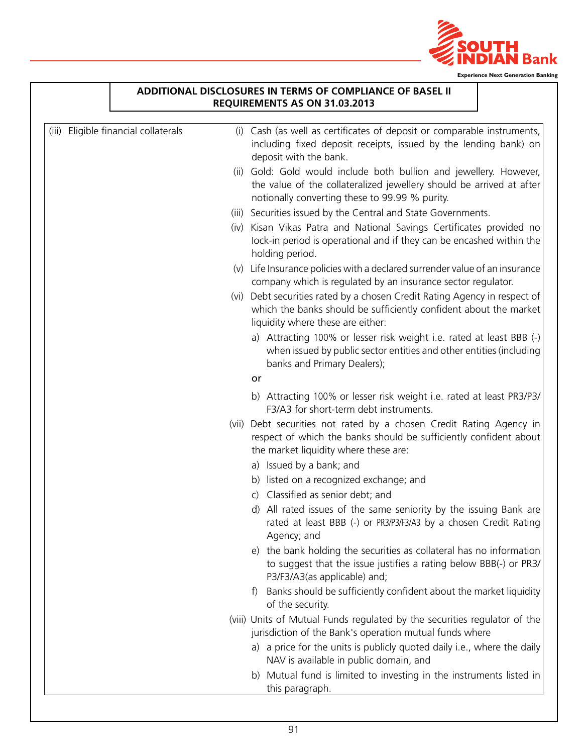## ADDITIONAL DISCLOSURES IN TERMS OF COMPLIANCE OF BASEL II REQUIREMENTS AS ON 31.03.2013

| | |
|---|---|
| (iii) Eligible financial collaterals | (i) Cash (as well as certificates of deposit or comparable instruments, including fixed deposit receipts, issued by the lending bank) on deposit with the bank.<br>(ii) Gold: Gold would include both bullion and jewellery. However, the value of the collateralized jewellery should be arrived at after notionally converting these to 99.99 % purity.<br>(iii) Securities issued by the Central and State Governments.<br>(iv) Kisan Vikas Patra and National Savings Certificates provided no lock-in period is operational and if they can be encashed within the holding period.<br>(v) Life Insurance policies with a declared surrender value of an insurance company which is regulated by an insurance sector regulator.<br>(vi) Debt securities rated by a chosen Credit Rating Agency in respect of which the banks should be sufficiently confident about the market liquidity where these are either:<br>a) Attracting 100% or lesser risk weight i.e. rated at least BBB (-) when issued by public sector entities and other entities (including banks and Primary Dealers);<br>or<br>b) Attracting 100% or lesser risk weight i.e. rated at least PR3/P3/F3/A3 for short-term debt instruments.<br>(vii) Debt securities not rated by a chosen Credit Rating Agency in respect of which the banks should be sufficiently confident about the market liquidity where these are:<br>a) Issued by a bank; and<br>b) listed on a recognized exchange; and<br>c) Classified as senior debt; and<br>d) All rated issues of the same seniority by the issuing Bank are rated at least BBB (-) or PR3/P3/F3/A3 by a chosen Credit Rating Agency; and<br>e) the bank holding the securities as collateral has no information to suggest that the issue justifies a rating below BBB(-) or PR3/P3/F3/A3(as applicable) and;<br>f) Banks should be sufficiently confident about the market liquidity of the security.<br>(viii) Units of Mutual Funds regulated by the securities regulator of the jurisdiction of the Bank's operation mutual funds where<br>a) a price for the units is publicly quoted daily i.e., where the daily NAV is available in public domain, and<br>b) Mutual fund is limited to investing in the instruments listed in this paragraph. |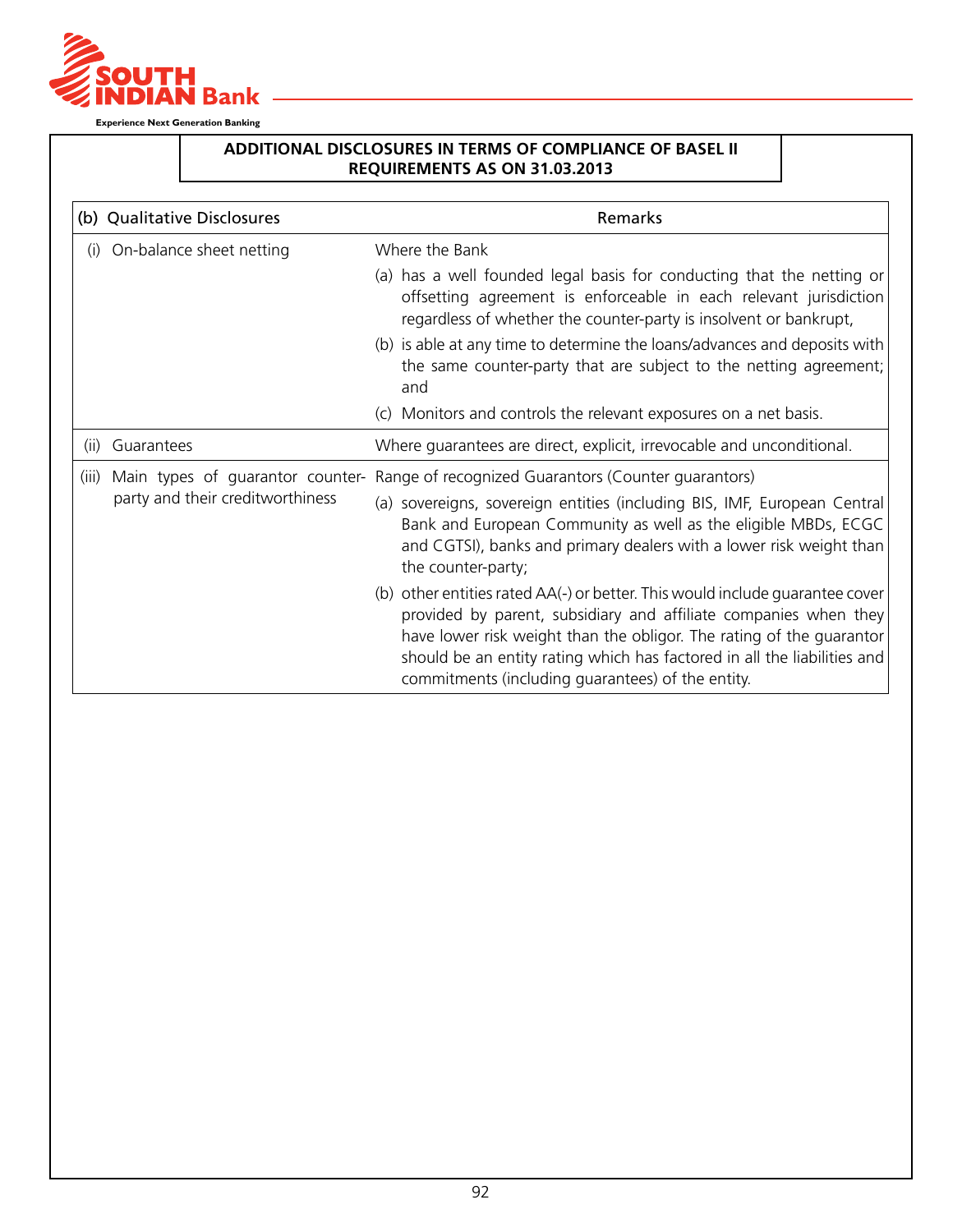## ADDITIONAL DISCLOSURES IN TERMS OF COMPLIANCE OF BASEL II REQUIREMENTS AS ON 31.03.2013

| (b) Qualitative Disclosures | Remarks |
|---|---|
| (i) On-balance sheet netting | Where the Bank<br>(a) has a well founded legal basis for conducting that the netting or offsetting agreement is enforceable in each relevant jurisdiction regardless of whether the counter-party is insolvent or bankrupt,<br>(b) is able at any time to determine the loans/advances and deposits with the same counter-party that are subject to the netting agreement; and<br>(c) Monitors and controls the relevant exposures on a net basis. |
| (ii) Guarantees | Where guarantees are direct, explicit, irrevocable and unconditional. |
| (iii) Main types of guarantor counter-party and their creditworthiness | Range of recognized Guarantors (Counter guarantors)<br>(a) sovereigns, sovereign entities (including BIS, IMF, European Central Bank and European Community as well as the eligible MBDs, ECGC and CGTSI), banks and primary dealers with a lower risk weight than the counter-party;<br>(b) other entities rated AA(-) or better. This would include guarantee cover provided by parent, subsidiary and affiliate companies when they have lower risk weight than the obligor. The rating of the guarantor should be an entity rating which has factored in all the liabilities and commitments (including guarantees) of the entity. |